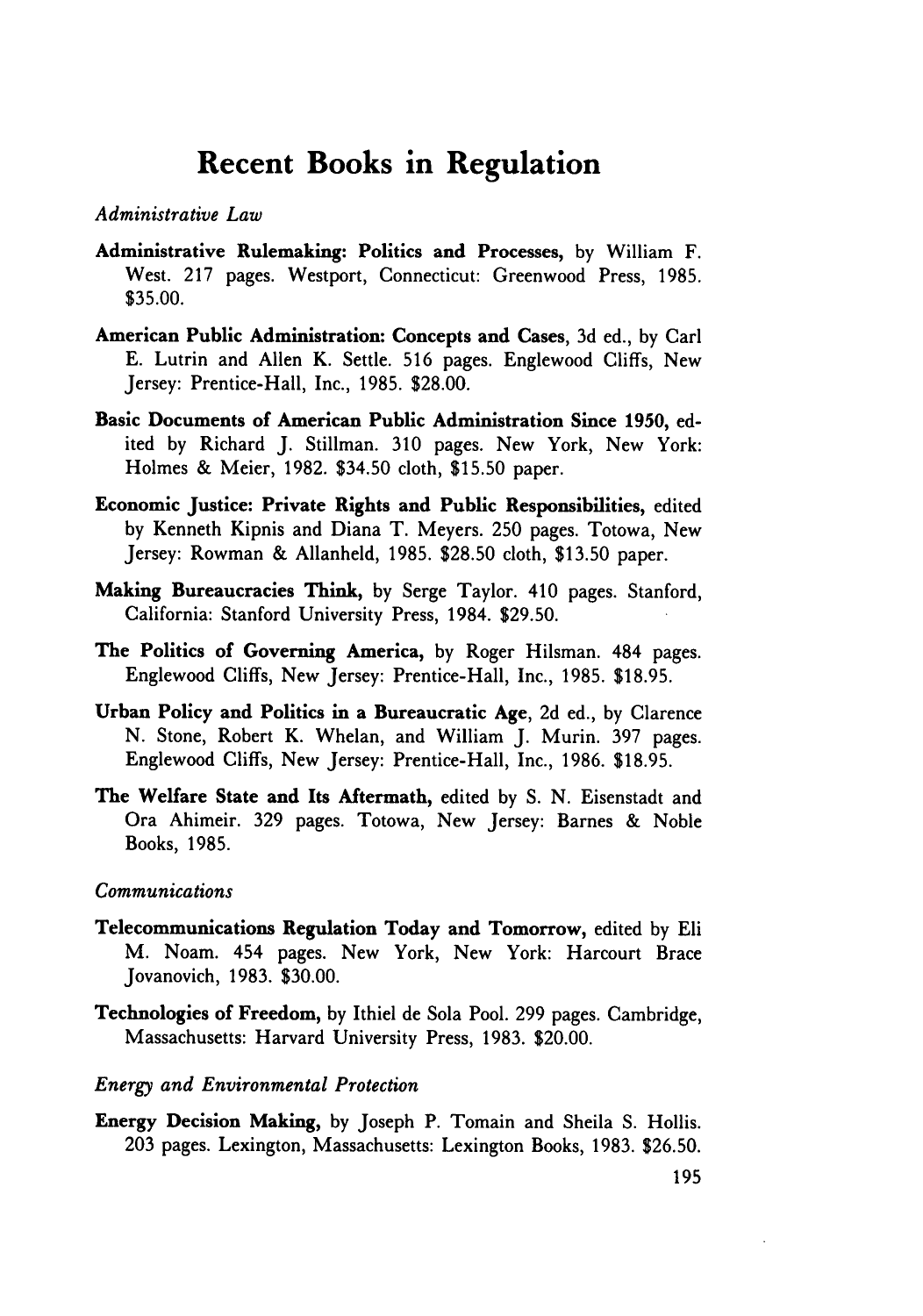# Recent Books in Regulation

*Administrative Law*

**Administrative Rulemaking: Politics and Processes,** by William F. West. 217 pages. Westport, Connecticut: Greenwood Press, 1985. $35.00.

**American Public Administration: Concepts and Cases,** 3d ed., by Carl E. Lutrin and Allen K. Settle. 516 pages. Englewood Cliffs, New Jersey: Prentice-Hall, Inc., 1985. $28.00.

**Basic Documents of American Public Administration Since 1950,** edited by Richard J. Stillman. 310 pages. New York, New York: Holmes & Meier, 1982. $34.50 cloth, $15.50 paper.

**Economic Justice: Private Rights and Public Responsibilities,** edited by Kenneth Kipnis and Diana T. Meyers. 250 pages. Totowa, New Jersey: Rowman & Allanheld, 1985. $28.50 cloth, $13.50 paper.

**Making Bureaucracies Think,** by Serge Taylor. 410 pages. Stanford, California: Stanford University Press, 1984. $29.50.

**The Politics of Governing America,** by Roger Hilsman. 484 pages. Englewood Cliffs, New Jersey: Prentice-Hall, Inc., 1985. $18.95.

**Urban Policy and Politics in a Bureaucratic Age,** 2d ed., by Clarence N. Stone, Robert K. Whelan, and William J. Murin. 397 pages. Englewood Cliffs, New Jersey: Prentice-Hall, Inc., 1986. $18.95.

**The Welfare State and Its Aftermath,** edited by S. N. Eisenstadt and Ora Ahimeir. 329 pages. Totowa, New Jersey: Barnes & Noble Books, 1985.

*Communications*

**Telecommunications Regulation Today and Tomorrow,** edited by Eli M. Noam. 454 pages. New York, New York: Harcourt Brace Jovanovich, 1983. $30.00.

**Technologies of Freedom,** by Ithiel de Sola Pool. 299 pages. Cambridge, Massachusetts: Harvard University Press, 1983. $20.00.

*Energy and Environmental Protection*

**Energy Decision Making,** by Joseph P. Tomain and Sheila S. Hollis. 203 pages. Lexington, Massachusetts: Lexington Books, 1983. $26.50.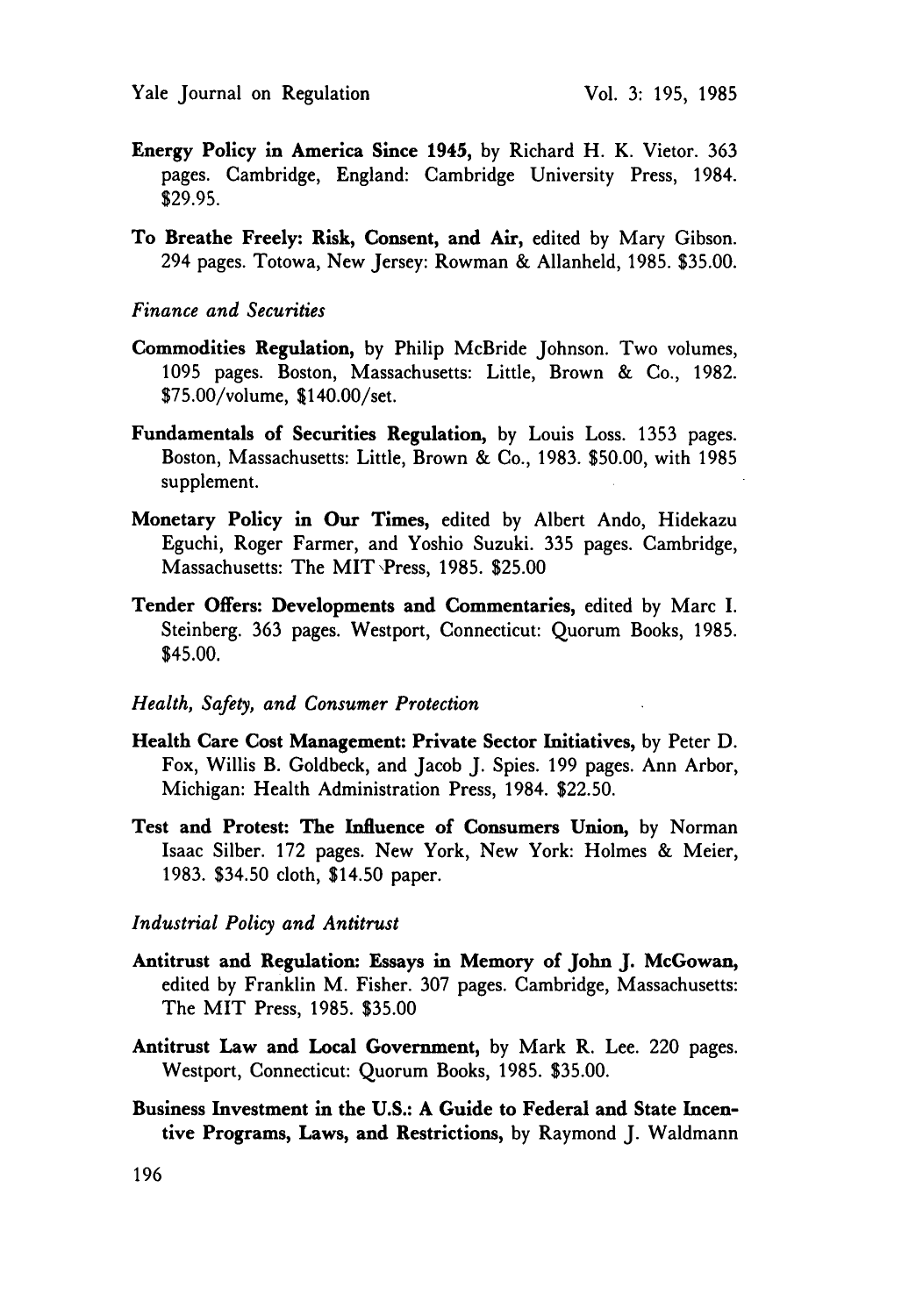**Energy Policy in America Since 1945,** by Richard H. K. Vietor. 363 pages. Cambridge, England: Cambridge University Press, 1984. $29.95.

**To Breathe Freely: Risk, Consent, and Air,** edited by Mary Gibson. 294 pages. Totowa, New Jersey: Rowman & Allanheld, 1985. $35.00.

*Finance and Securities*

**Commodities Regulation,** by Philip McBride Johnson. Two volumes, 1095 pages. Boston, Massachusetts: Little, Brown & Co., 1982. $75.00/volume, $140.00/set.

**Fundamentals of Securities Regulation,** by Louis Loss. 1353 pages. Boston, Massachusetts: Little, Brown & Co., 1983. $50.00, with 1985 supplement.

**Monetary Policy in Our Times,** edited by Albert Ando, Hidekazu Eguchi, Roger Farmer, and Yoshio Suzuki. 335 pages. Cambridge, Massachusetts: The MIT Press, 1985. $25.00

**Tender Offers: Developments and Commentaries,** edited by Marc I. Steinberg. 363 pages. Westport, Connecticut: Quorum Books, 1985. $45.00.

*Health, Safety, and Consumer Protection*

**Health Care Cost Management: Private Sector Initiatives,** by Peter D. Fox, Willis B. Goldbeck, and Jacob J. Spies. 199 pages. Ann Arbor, Michigan: Health Administration Press, 1984. $22.50.

**Test and Protest: The Influence of Consumers Union,** by Norman Isaac Silber. 172 pages. New York, New York: Holmes & Meier, 1983. $34.50 cloth, $14.50 paper.

*Industrial Policy and Antitrust*

**Antitrust and Regulation: Essays in Memory of John J. McGowan,** edited by Franklin M. Fisher. 307 pages. Cambridge, Massachusetts: The MIT Press, 1985. $35.00

**Antitrust Law and Local Government,** by Mark R. Lee. 220 pages. Westport, Connecticut: Quorum Books, 1985. $35.00.

**Business Investment in the U.S.: A Guide to Federal and State Incentive Programs, Laws, and Restrictions,** by Raymond J. Waldmann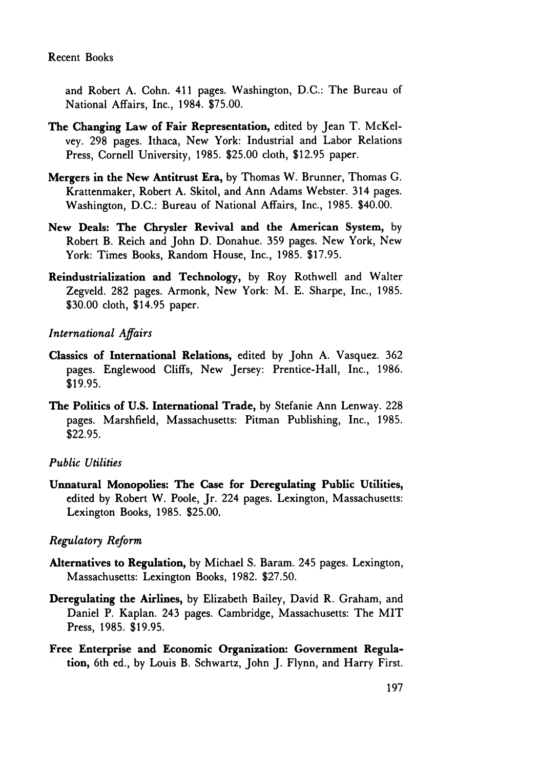and Robert A. Cohn. 411 pages. Washington, D.C.: The Bureau of National Affairs, Inc., 1984. $75.00.

**The Changing Law of Fair Representation,** edited by Jean T. McKelvey. 298 pages. Ithaca, New York: Industrial and Labor Relations Press, Cornell University, 1985. $25.00 cloth, $12.95 paper.

**Mergers in the New Antitrust Era,** by Thomas W. Brunner, Thomas G. Krattenmaker, Robert A. Skitol, and Ann Adams Webster. 314 pages. Washington, D.C.: Bureau of National Affairs, Inc., 1985. $40.00.

**New Deals: The Chrysler Revival and the American System,** by Robert B. Reich and John D. Donahue. 359 pages. New York, New York: Times Books, Random House, Inc., 1985. $17.95.

**Reindustrialization and Technology,** by Roy Rothwell and Walter Zegveld. 282 pages. Armonk, New York: M. E. Sharpe, Inc., 1985. $30.00 cloth, $14.95 paper.

### *International Affairs*

**Classics of International Relations,** edited by John A. Vasquez. 362 pages. Englewood Cliffs, New Jersey: Prentice-Hall, Inc., 1986. $19.95.

**The Politics of U.S. International Trade,** by Stefanie Ann Lenway. 228 pages. Marshfield, Massachusetts: Pitman Publishing, Inc., 1985. $22.95.

### *Public Utilities*

**Unnatural Monopolies: The Case for Deregulating Public Utilities,** edited by Robert W. Poole, Jr. 224 pages. Lexington, Massachusetts: Lexington Books, 1985. $25.00.

### *Regulatory Reform*

**Alternatives to Regulation,** by Michael S. Baram. 245 pages. Lexington, Massachusetts: Lexington Books, 1982. $27.50.

**Deregulating the Airlines,** by Elizabeth Bailey, David R. Graham, and Daniel P. Kaplan. 243 pages. Cambridge, Massachusetts: The MIT Press, 1985. $19.95.

**Free Enterprise and Economic Organization: Government Regulation,** 6th ed., by Louis B. Schwartz, John J. Flynn, and Harry First.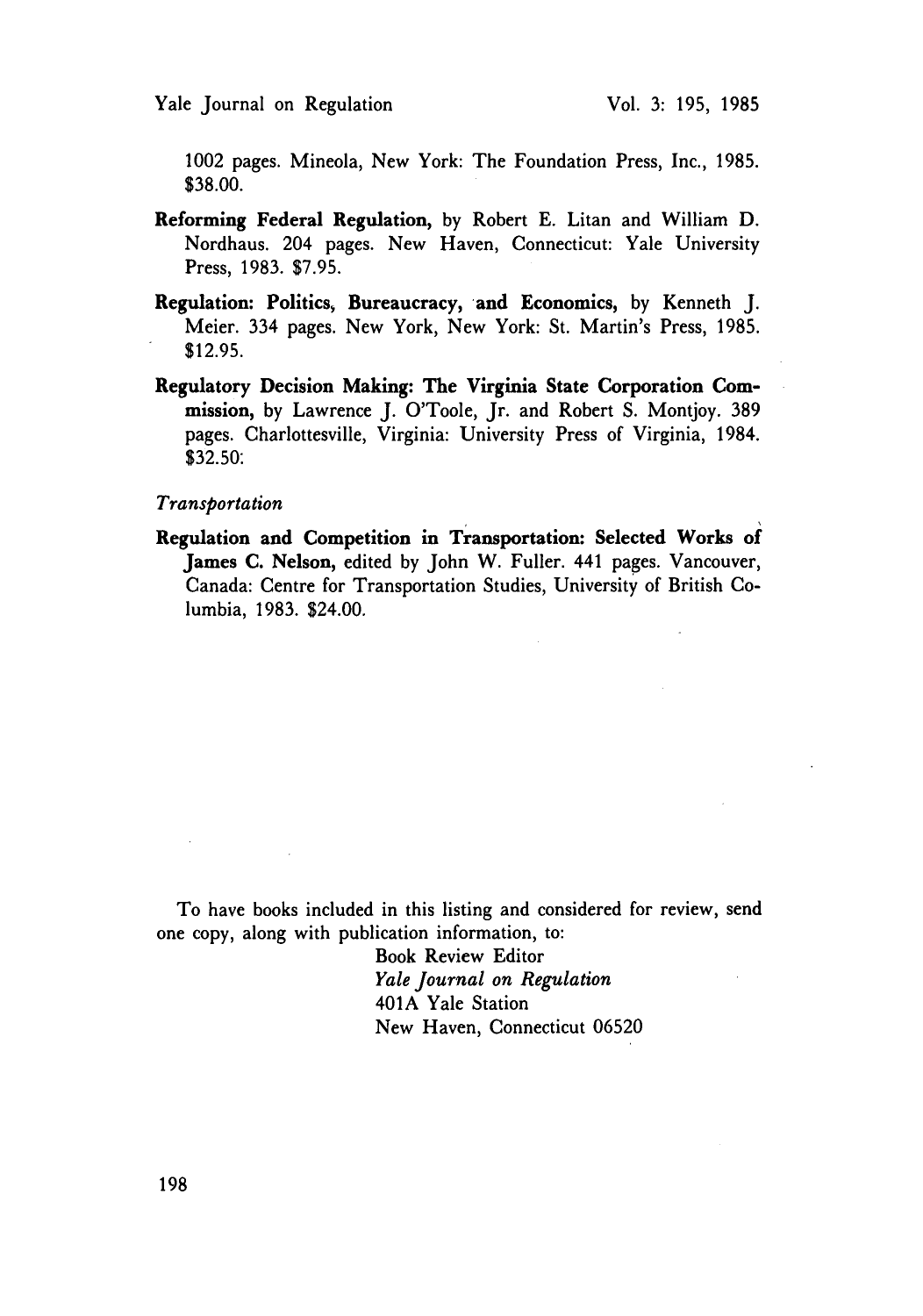1002 pages. Mineola, New York: The Foundation Press, Inc., 1985. $38.00.

**Reforming Federal Regulation,** by Robert E. Litan and William D. Nordhaus. 204 pages. New Haven, Connecticut: Yale University Press, 1983. $7.95.

**Regulation: Politics, Bureaucracy, and Economics,** by Kenneth J. Meier. 334 pages. New York, New York: St. Martin's Press, 1985. $12.95.

**Regulatory Decision Making: The Virginia State Corporation Commission,** by Lawrence J. O'Toole, Jr. and Robert S. Montjoy. 389 pages. Charlottesville, Virginia: University Press of Virginia, 1984. $32.50.

*Transportation*

**Regulation and Competition in Transportation: Selected Works of James C. Nelson,** edited by John W. Fuller. 441 pages. Vancouver, Canada: Centre for Transportation Studies, University of British Columbia, 1983. $24.00.

To have books included in this listing and considered for review, send one copy, along with publication information, to:

Book Review Editor
*Yale Journal on Regulation*
401A Yale Station
New Haven, Connecticut 06520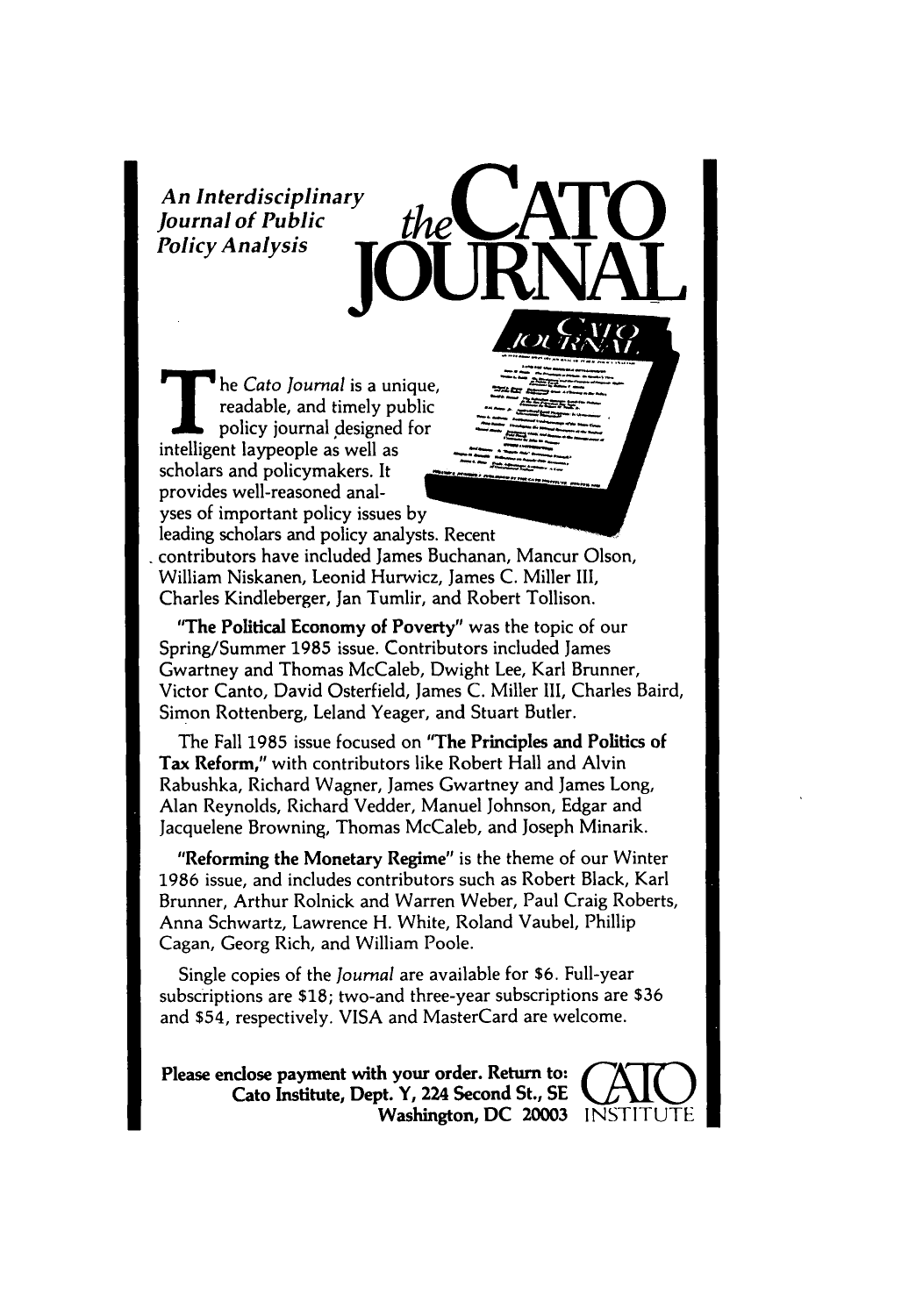*An Interdisciplinary Journal of Public Policy Analysis*

# *the* CATO JOURNAL

The *Cato Journal* is a unique, readable, and timely public policy journal designed for intelligent laypeople as well as scholars and policymakers. It provides well-reasoned analyses of important policy issues by leading scholars and policy analysts. Recent contributors have included James Buchanan, Mancur Olson, William Niskanen, Leonid Hurwicz, James C. Miller III, Charles Kindleberger, Jan Tumlir, and Robert Tollison.

**"The Political Economy of Poverty"** was the topic of our Spring/Summer 1985 issue. Contributors included James Gwartney and Thomas McCaleb, Dwight Lee, Karl Brunner, Victor Canto, David Osterfield, James C. Miller III, Charles Baird, Simon Rottenberg, Leland Yeager, and Stuart Butler.

The Fall 1985 issue focused on **"The Principles and Politics of Tax Reform,"** with contributors like Robert Hall and Alvin Rabushka, Richard Wagner, James Gwartney and James Long, Alan Reynolds, Richard Vedder, Manuel Johnson, Edgar and Jacquelene Browning, Thomas McCaleb, and Joseph Minarik.

**"Reforming the Monetary Regime"** is the theme of our Winter 1986 issue, and includes contributors such as Robert Black, Karl Brunner, Arthur Rolnick and Warren Weber, Paul Craig Roberts, Anna Schwartz, Lawrence H. White, Roland Vaubel, Phillip Cagan, Georg Rich, and William Poole.

Single copies of the *Journal* are available for $6. Full-year subscriptions are $18; two-and three-year subscriptions are $36 and $54, respectively. VISA and MasterCard are welcome.

**Please enclose payment with your order. Return to:**
**Cato Institute, Dept. Y, 224 Second St., SE**
**Washington, DC 20003**

CATO INSTITUTE